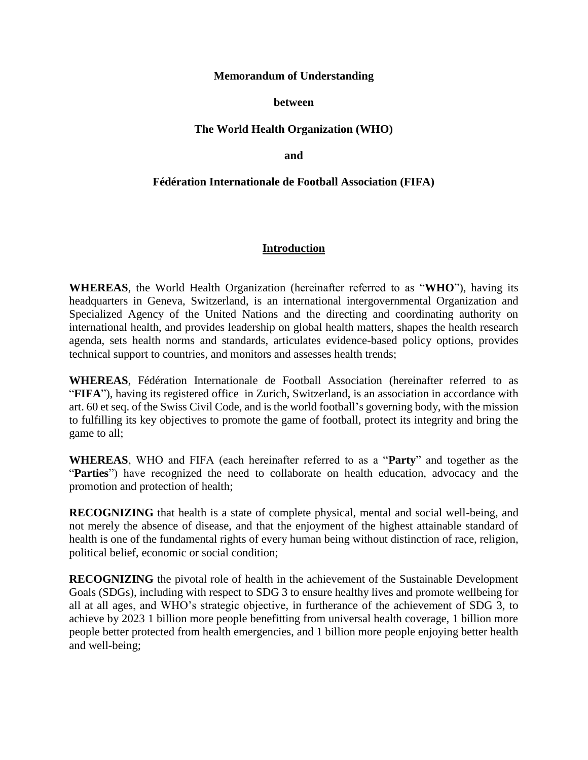**Memorandum of Understanding**

**between**

**The World Health Organization (WHO)**

**and**

**Fédération Internationale de Football Association (FIFA)**

## Introduction

**WHEREAS**, the World Health Organization (hereinafter referred to as "**WHO**"), having its headquarters in Geneva, Switzerland, is an international intergovernmental Organization and Specialized Agency of the United Nations and the directing and coordinating authority on international health, and provides leadership on global health matters, shapes the health research agenda, sets health norms and standards, articulates evidence-based policy options, provides technical support to countries, and monitors and assesses health trends;

**WHEREAS**, Fédération Internationale de Football Association (hereinafter referred to as "**FIFA**"), having its registered office in Zurich, Switzerland, is an association in accordance with art. 60 et seq. of the Swiss Civil Code, and is the world football's governing body, with the mission to fulfilling its key objectives to promote the game of football, protect its integrity and bring the game to all;

**WHEREAS**, WHO and FIFA (each hereinafter referred to as a "**Party**" and together as the "**Parties**") have recognized the need to collaborate on health education, advocacy and the promotion and protection of health;

**RECOGNIZING** that health is a state of complete physical, mental and social well-being, and not merely the absence of disease, and that the enjoyment of the highest attainable standard of health is one of the fundamental rights of every human being without distinction of race, religion, political belief, economic or social condition;

**RECOGNIZING** the pivotal role of health in the achievement of the Sustainable Development Goals (SDGs), including with respect to SDG 3 to ensure healthy lives and promote wellbeing for all at all ages, and WHO's strategic objective, in furtherance of the achievement of SDG 3, to achieve by 2023 1 billion more people benefitting from universal health coverage, 1 billion more people better protected from health emergencies, and 1 billion more people enjoying better health and well-being;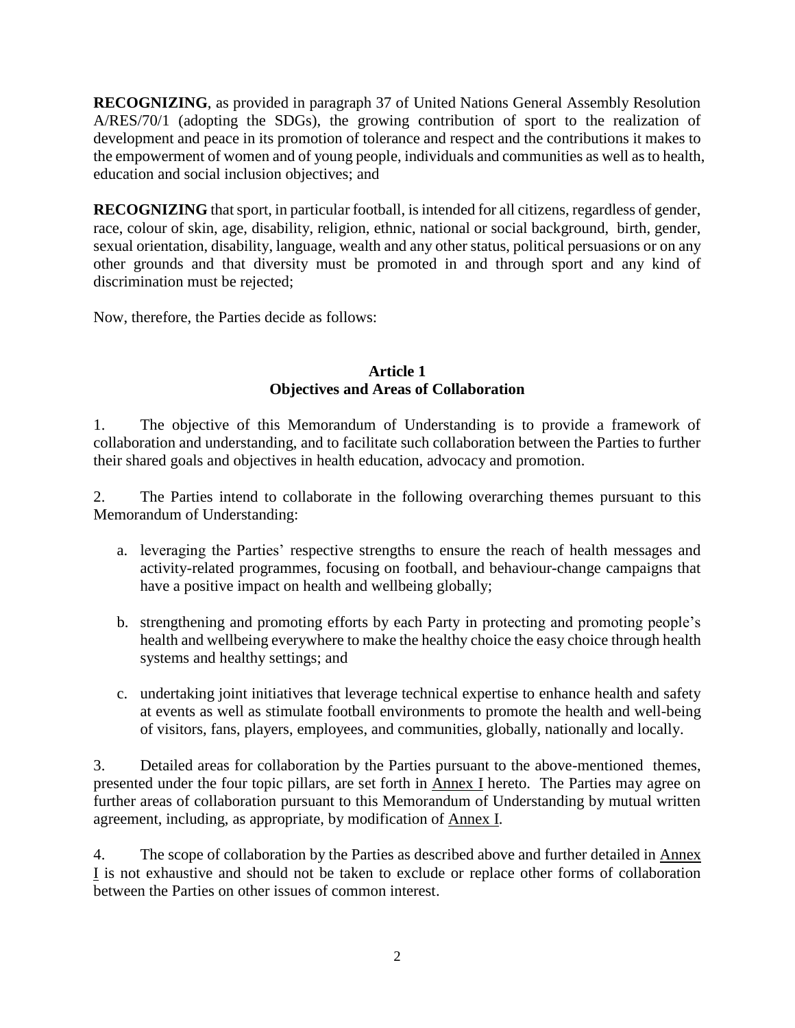**RECOGNIZING**, as provided in paragraph 37 of United Nations General Assembly Resolution A/RES/70/1 (adopting the SDGs), the growing contribution of sport to the realization of development and peace in its promotion of tolerance and respect and the contributions it makes to the empowerment of women and of young people, individuals and communities as well as to health, education and social inclusion objectives; and

**RECOGNIZING** that sport, in particular football, is intended for all citizens, regardless of gender, race, colour of skin, age, disability, religion, ethnic, national or social background, birth, gender, sexual orientation, disability, language, wealth and any other status, political persuasions or on any other grounds and that diversity must be promoted in and through sport and any kind of discrimination must be rejected;

Now, therefore, the Parties decide as follows:

## Article 1
## Objectives and Areas of Collaboration

1. The objective of this Memorandum of Understanding is to provide a framework of collaboration and understanding, and to facilitate such collaboration between the Parties to further their shared goals and objectives in health education, advocacy and promotion.

2. The Parties intend to collaborate in the following overarching themes pursuant to this Memorandum of Understanding:

   a. leveraging the Parties' respective strengths to ensure the reach of health messages and activity-related programmes, focusing on football, and behaviour-change campaigns that have a positive impact on health and wellbeing globally;

   b. strengthening and promoting efforts by each Party in protecting and promoting people's health and wellbeing everywhere to make the healthy choice the easy choice through health systems and healthy settings; and

   c. undertaking joint initiatives that leverage technical expertise to enhance health and safety at events as well as stimulate football environments to promote the health and well-being of visitors, fans, players, employees, and communities, globally, nationally and locally.

3. Detailed areas for collaboration by the Parties pursuant to the above-mentioned themes, presented under the four topic pillars, are set forth in Annex I hereto. The Parties may agree on further areas of collaboration pursuant to this Memorandum of Understanding by mutual written agreement, including, as appropriate, by modification of Annex I.

4. The scope of collaboration by the Parties as described above and further detailed in Annex I is not exhaustive and should not be taken to exclude or replace other forms of collaboration between the Parties on other issues of common interest.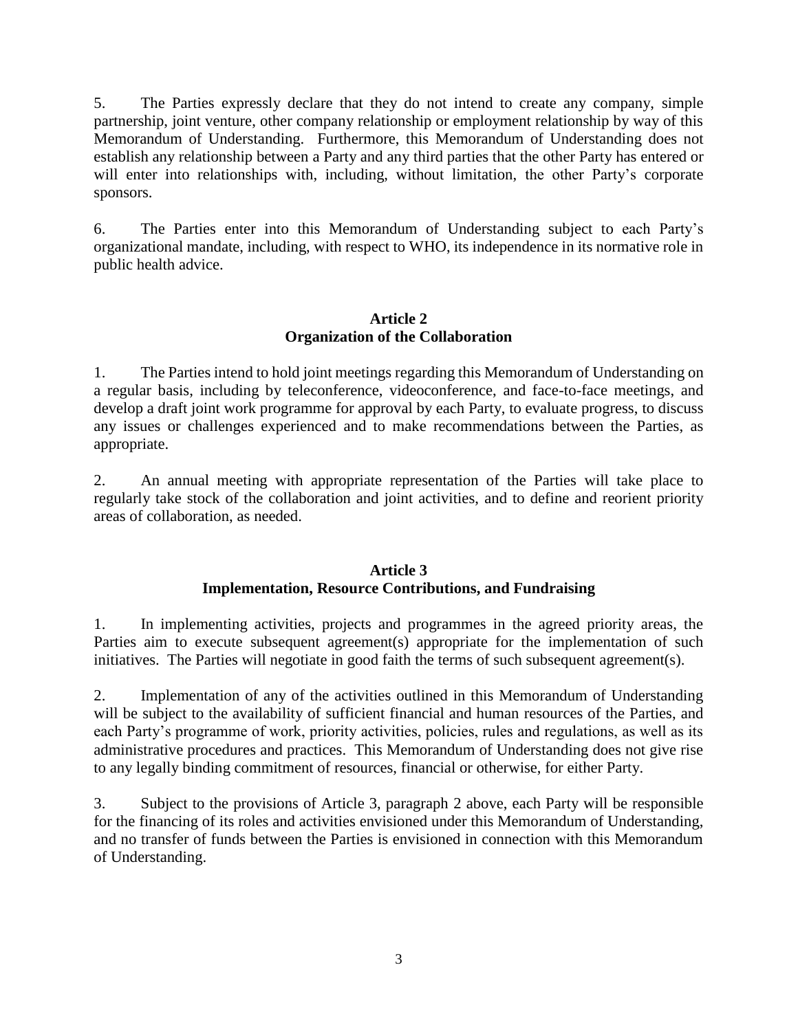5. The Parties expressly declare that they do not intend to create any company, simple partnership, joint venture, other company relationship or employment relationship by way of this Memorandum of Understanding. Furthermore, this Memorandum of Understanding does not establish any relationship between a Party and any third parties that the other Party has entered or will enter into relationships with, including, without limitation, the other Party's corporate sponsors.

6. The Parties enter into this Memorandum of Understanding subject to each Party's organizational mandate, including, with respect to WHO, its independence in its normative role in public health advice.

## Article 2
## Organization of the Collaboration

1. The Parties intend to hold joint meetings regarding this Memorandum of Understanding on a regular basis, including by teleconference, videoconference, and face-to-face meetings, and develop a draft joint work programme for approval by each Party, to evaluate progress, to discuss any issues or challenges experienced and to make recommendations between the Parties, as appropriate.

2. An annual meeting with appropriate representation of the Parties will take place to regularly take stock of the collaboration and joint activities, and to define and reorient priority areas of collaboration, as needed.

## Article 3
## Implementation, Resource Contributions, and Fundraising

1. In implementing activities, projects and programmes in the agreed priority areas, the Parties aim to execute subsequent agreement(s) appropriate for the implementation of such initiatives. The Parties will negotiate in good faith the terms of such subsequent agreement(s).

2. Implementation of any of the activities outlined in this Memorandum of Understanding will be subject to the availability of sufficient financial and human resources of the Parties, and each Party's programme of work, priority activities, policies, rules and regulations, as well as its administrative procedures and practices. This Memorandum of Understanding does not give rise to any legally binding commitment of resources, financial or otherwise, for either Party.

3. Subject to the provisions of Article 3, paragraph 2 above, each Party will be responsible for the financing of its roles and activities envisioned under this Memorandum of Understanding, and no transfer of funds between the Parties is envisioned in connection with this Memorandum of Understanding.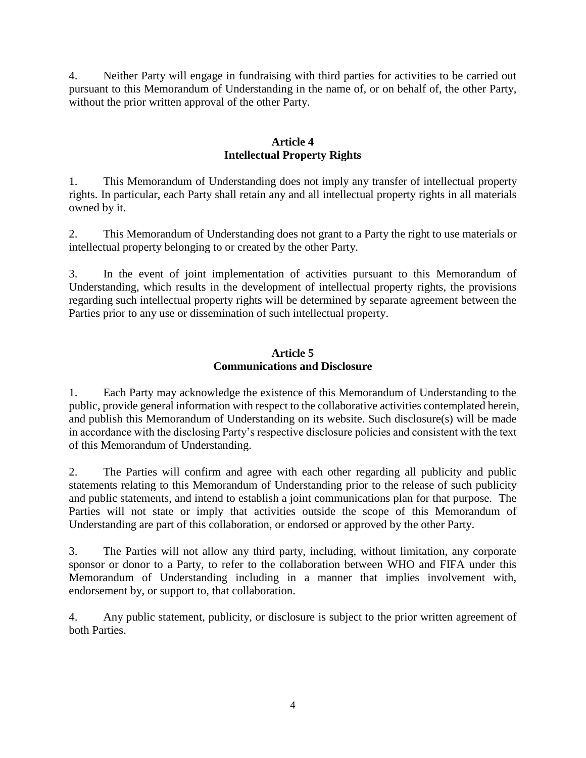4. Neither Party will engage in fundraising with third parties for activities to be carried out pursuant to this Memorandum of Understanding in the name of, or on behalf of, the other Party, without the prior written approval of the other Party.

## Article 4
## Intellectual Property Rights

1. This Memorandum of Understanding does not imply any transfer of intellectual property rights. In particular, each Party shall retain any and all intellectual property rights in all materials owned by it.

2. This Memorandum of Understanding does not grant to a Party the right to use materials or intellectual property belonging to or created by the other Party.

3. In the event of joint implementation of activities pursuant to this Memorandum of Understanding, which results in the development of intellectual property rights, the provisions regarding such intellectual property rights will be determined by separate agreement between the Parties prior to any use or dissemination of such intellectual property.

## Article 5
## Communications and Disclosure

1. Each Party may acknowledge the existence of this Memorandum of Understanding to the public, provide general information with respect to the collaborative activities contemplated herein, and publish this Memorandum of Understanding on its website. Such disclosure(s) will be made in accordance with the disclosing Party's respective disclosure policies and consistent with the text of this Memorandum of Understanding.

2. The Parties will confirm and agree with each other regarding all publicity and public statements relating to this Memorandum of Understanding prior to the release of such publicity and public statements, and intend to establish a joint communications plan for that purpose. The Parties will not state or imply that activities outside the scope of this Memorandum of Understanding are part of this collaboration, or endorsed or approved by the other Party.

3. The Parties will not allow any third party, including, without limitation, any corporate sponsor or donor to a Party, to refer to the collaboration between WHO and FIFA under this Memorandum of Understanding including in a manner that implies involvement with, endorsement by, or support to, that collaboration.

4. Any public statement, publicity, or disclosure is subject to the prior written agreement of both Parties.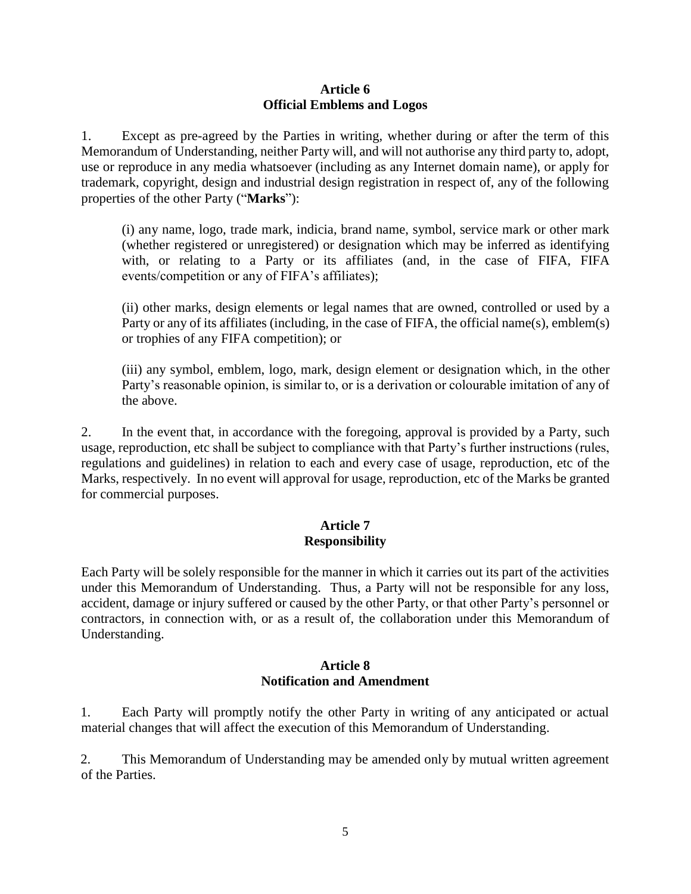## Article 6
## Official Emblems and Logos

1. Except as pre-agreed by the Parties in writing, whether during or after the term of this Memorandum of Understanding, neither Party will, and will not authorise any third party to, adopt, use or reproduce in any media whatsoever (including as any Internet domain name), or apply for trademark, copyright, design and industrial design registration in respect of, any of the following properties of the other Party ("**Marks**"):

   (i) any name, logo, trade mark, indicia, brand name, symbol, service mark or other mark (whether registered or unregistered) or designation which may be inferred as identifying with, or relating to a Party or its affiliates (and, in the case of FIFA, FIFA events/competition or any of FIFA's affiliates);

   (ii) other marks, design elements or legal names that are owned, controlled or used by a Party or any of its affiliates (including, in the case of FIFA, the official name(s), emblem(s) or trophies of any FIFA competition); or

   (iii) any symbol, emblem, logo, mark, design element or designation which, in the other Party's reasonable opinion, is similar to, or is a derivation or colourable imitation of any of the above.

2. In the event that, in accordance with the foregoing, approval is provided by a Party, such usage, reproduction, etc shall be subject to compliance with that Party's further instructions (rules, regulations and guidelines) in relation to each and every case of usage, reproduction, etc of the Marks, respectively. In no event will approval for usage, reproduction, etc of the Marks be granted for commercial purposes.

## Article 7
## Responsibility

Each Party will be solely responsible for the manner in which it carries out its part of the activities under this Memorandum of Understanding. Thus, a Party will not be responsible for any loss, accident, damage or injury suffered or caused by the other Party, or that other Party's personnel or contractors, in connection with, or as a result of, the collaboration under this Memorandum of Understanding.

## Article 8
## Notification and Amendment

1. Each Party will promptly notify the other Party in writing of any anticipated or actual material changes that will affect the execution of this Memorandum of Understanding.

2. This Memorandum of Understanding may be amended only by mutual written agreement of the Parties.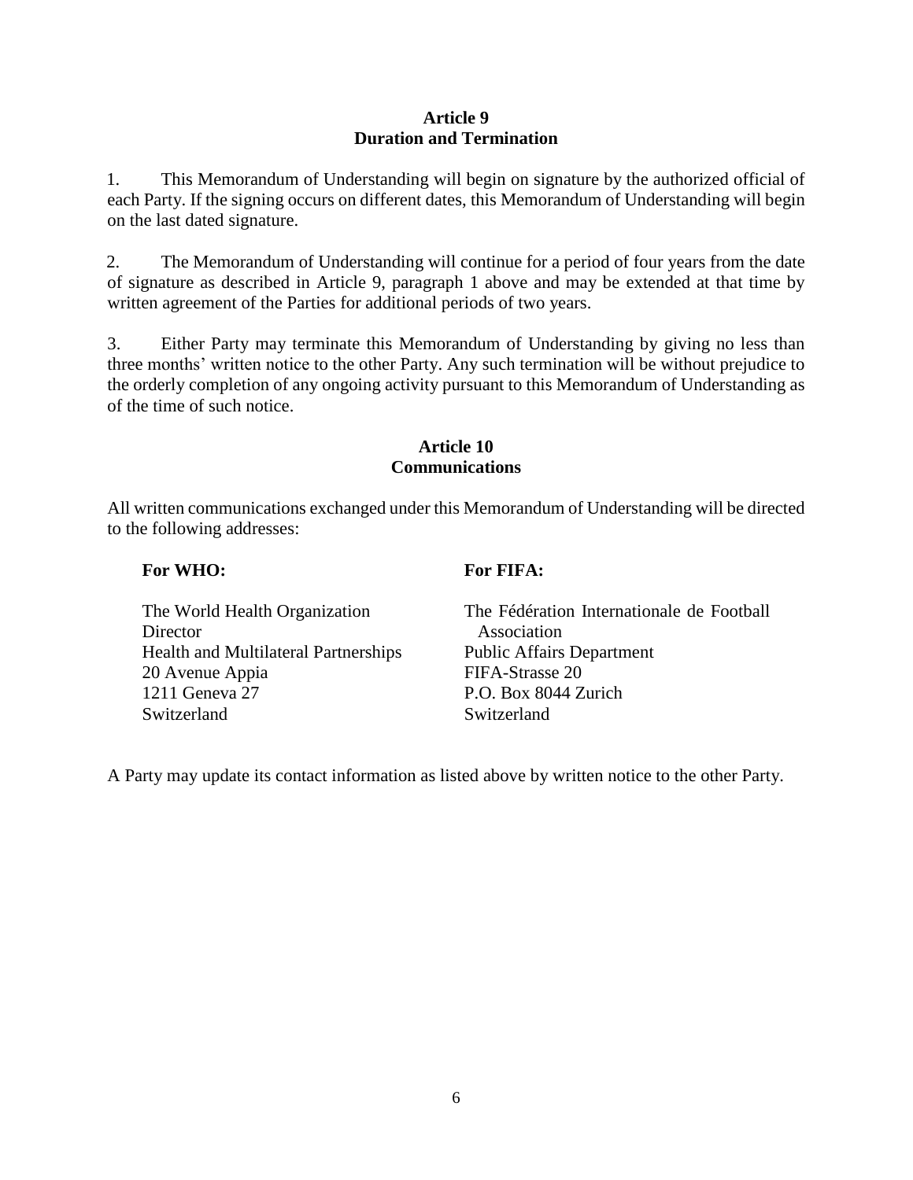## Article 9
## Duration and Termination

1. This Memorandum of Understanding will begin on signature by the authorized official of each Party. If the signing occurs on different dates, this Memorandum of Understanding will begin on the last dated signature.

2. The Memorandum of Understanding will continue for a period of four years from the date of signature as described in Article 9, paragraph 1 above and may be extended at that time by written agreement of the Parties for additional periods of two years.

3. Either Party may terminate this Memorandum of Understanding by giving no less than three months' written notice to the other Party. Any such termination will be without prejudice to the orderly completion of any ongoing activity pursuant to this Memorandum of Understanding as of the time of such notice.

## Article 10
## Communications

All written communications exchanged under this Memorandum of Understanding will be directed to the following addresses:

**For WHO:**

The World Health Organization
Director
Health and Multilateral Partnerships
20 Avenue Appia
1211 Geneva 27
Switzerland

**For FIFA:**

The Fédération Internationale de Football Association
Public Affairs Department
FIFA-Strasse 20
P.O. Box 8044 Zurich
Switzerland

A Party may update its contact information as listed above by written notice to the other Party.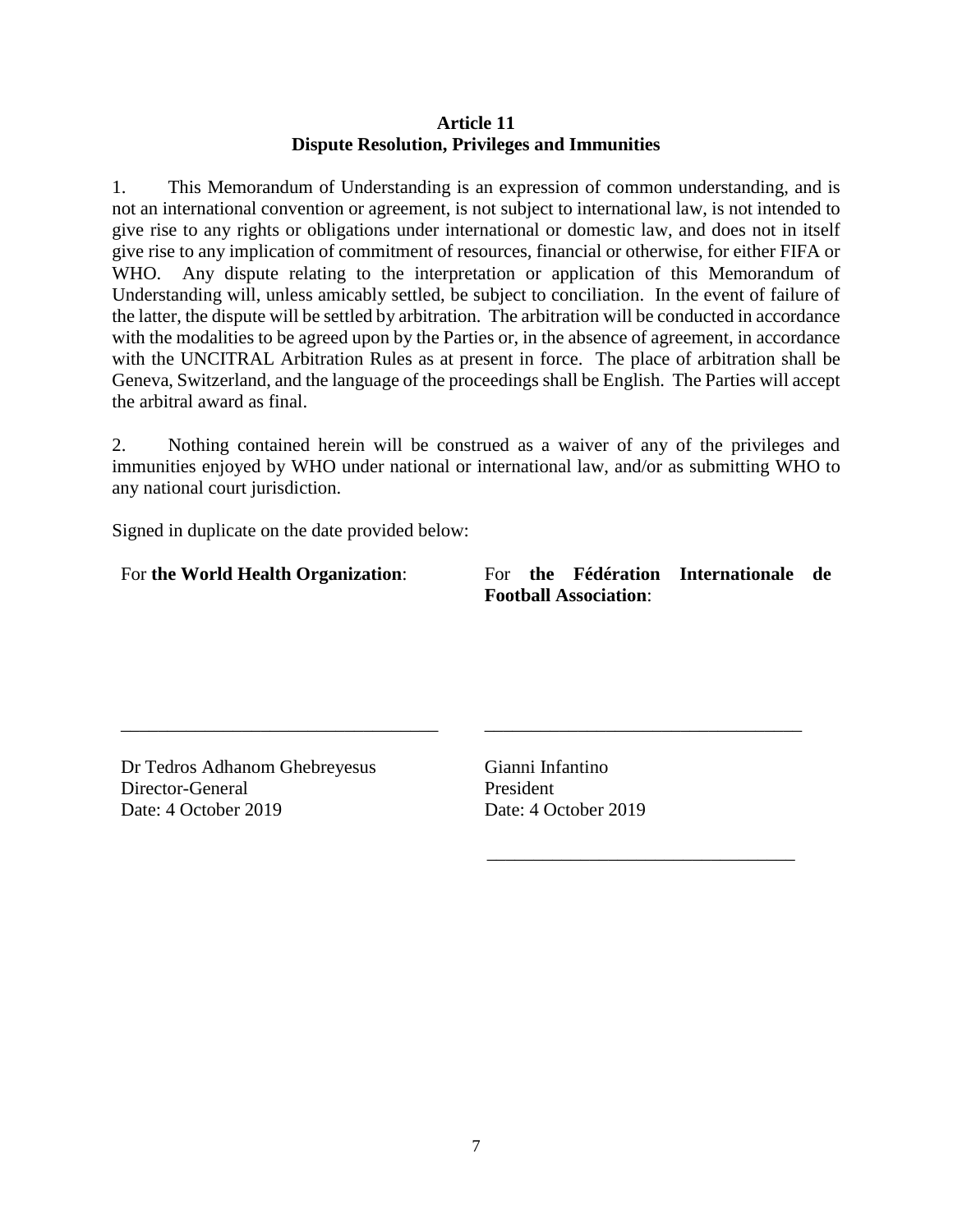### Article 11
### Dispute Resolution, Privileges and Immunities

1. This Memorandum of Understanding is an expression of common understanding, and is not an international convention or agreement, is not subject to international law, is not intended to give rise to any rights or obligations under international or domestic law, and does not in itself give rise to any implication of commitment of resources, financial or otherwise, for either FIFA or WHO. Any dispute relating to the interpretation or application of this Memorandum of Understanding will, unless amicably settled, be subject to conciliation. In the event of failure of the latter, the dispute will be settled by arbitration. The arbitration will be conducted in accordance with the modalities to be agreed upon by the Parties or, in the absence of agreement, in accordance with the UNCITRAL Arbitration Rules as at present in force. The place of arbitration shall be Geneva, Switzerland, and the language of the proceedings shall be English. The Parties will accept the arbitral award as final.

2. Nothing contained herein will be construed as a waiver of any of the privileges and immunities enjoyed by WHO under national or international law, and/or as submitting WHO to any national court jurisdiction.

Signed in duplicate on the date provided below:

For **the World Health Organization**:

\_\_\_\_\_\_\_\_\_\_\_\_\_\_\_\_\_\_\_\_\_\_\_\_\_\_\_\_\_\_\_\_\_\_

Dr Tedros Adhanom Ghebreyesus
Director-General
Date: 4 October 2019

For **the Fédération Internationale de Football Association**:

\_\_\_\_\_\_\_\_\_\_\_\_\_\_\_\_\_\_\_\_\_\_\_\_\_\_\_\_\_\_\_\_\_\_

Gianni Infantino
President
Date: 4 October 2019

\_\_\_\_\_\_\_\_\_\_\_\_\_\_\_\_\_\_\_\_\_\_\_\_\_\_\_\_\_\_\_\_\_\_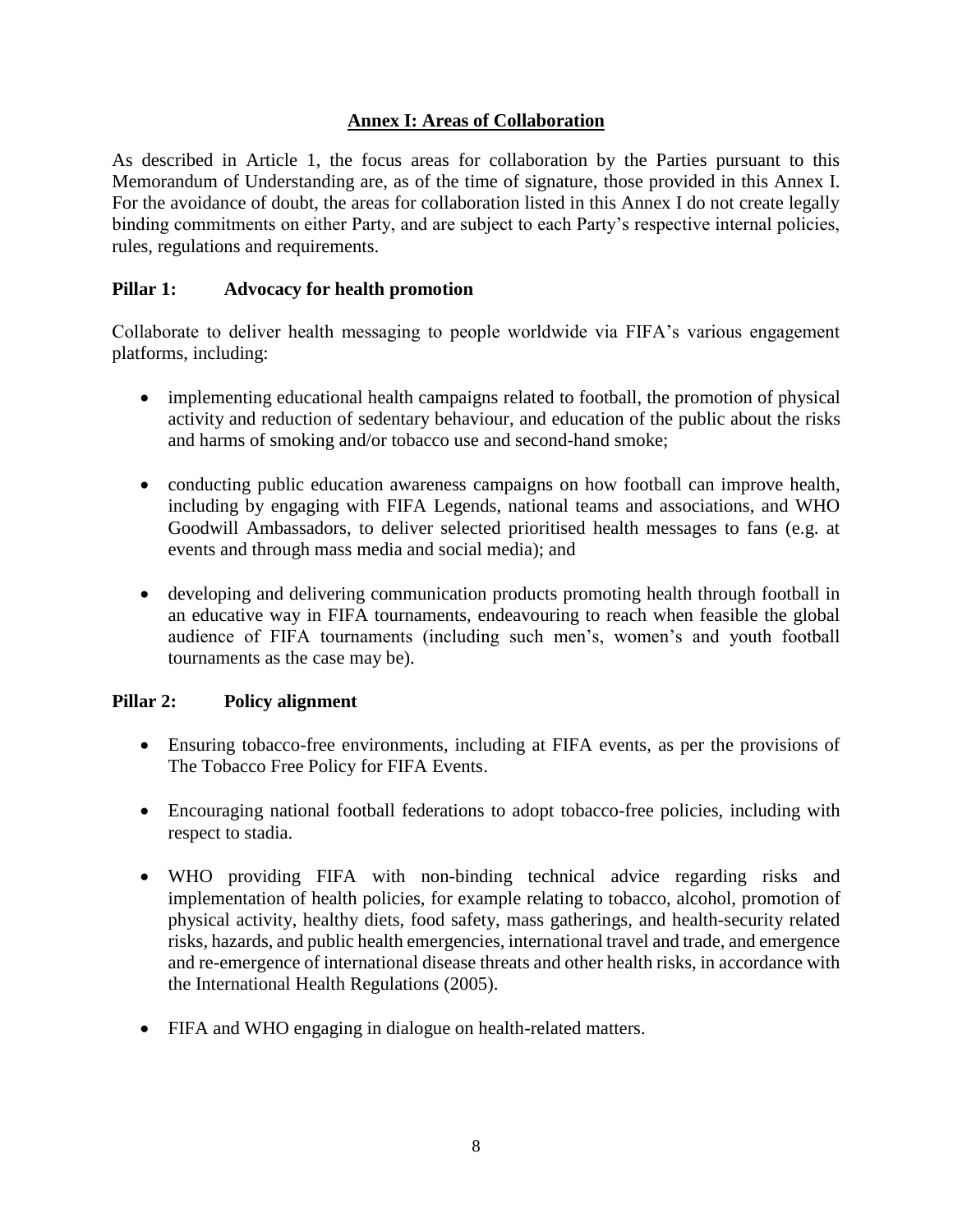## Annex I: Areas of Collaboration

As described in Article 1, the focus areas for collaboration by the Parties pursuant to this Memorandum of Understanding are, as of the time of signature, those provided in this Annex I. For the avoidance of doubt, the areas for collaboration listed in this Annex I do not create legally binding commitments on either Party, and are subject to each Party's respective internal policies, rules, regulations and requirements.

### Pillar 1: Advocacy for health promotion

Collaborate to deliver health messaging to people worldwide via FIFA's various engagement platforms, including:

- implementing educational health campaigns related to football, the promotion of physical activity and reduction of sedentary behaviour, and education of the public about the risks and harms of smoking and/or tobacco use and second-hand smoke;
- conducting public education awareness campaigns on how football can improve health, including by engaging with FIFA Legends, national teams and associations, and WHO Goodwill Ambassadors, to deliver selected prioritised health messages to fans (e.g. at events and through mass media and social media); and
- developing and delivering communication products promoting health through football in an educative way in FIFA tournaments, endeavouring to reach when feasible the global audience of FIFA tournaments (including such men's, women's and youth football tournaments as the case may be).

### Pillar 2: Policy alignment

- Ensuring tobacco-free environments, including at FIFA events, as per the provisions of The Tobacco Free Policy for FIFA Events.
- Encouraging national football federations to adopt tobacco-free policies, including with respect to stadia.
- WHO providing FIFA with non-binding technical advice regarding risks and implementation of health policies, for example relating to tobacco, alcohol, promotion of physical activity, healthy diets, food safety, mass gatherings, and health-security related risks, hazards, and public health emergencies, international travel and trade, and emergence and re-emergence of international disease threats and other health risks, in accordance with the International Health Regulations (2005).
- FIFA and WHO engaging in dialogue on health-related matters.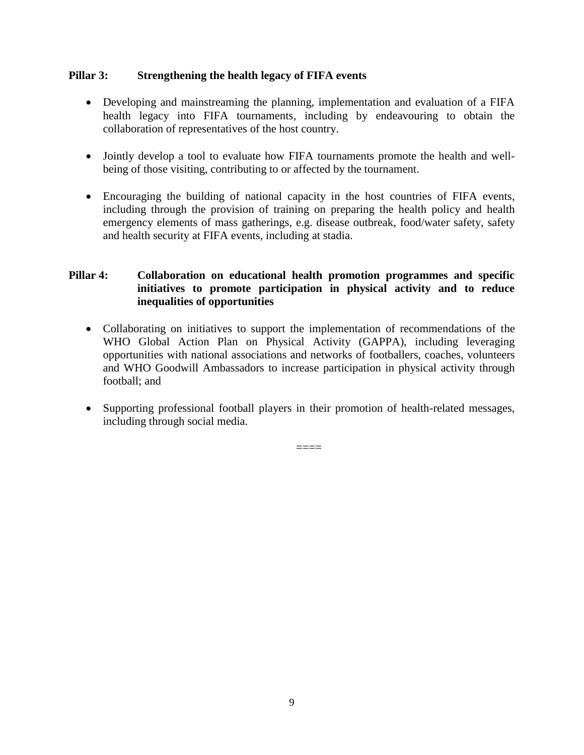**Pillar 3: Strengthening the health legacy of FIFA events**

- Developing and mainstreaming the planning, implementation and evaluation of a FIFA health legacy into FIFA tournaments, including by endeavouring to obtain the collaboration of representatives of the host country.

- Jointly develop a tool to evaluate how FIFA tournaments promote the health and well-being of those visiting, contributing to or affected by the tournament.

- Encouraging the building of national capacity in the host countries of FIFA events, including through the provision of training on preparing the health policy and health emergency elements of mass gatherings, e.g. disease outbreak, food/water safety, safety and health security at FIFA events, including at stadia.

**Pillar 4: Collaboration on educational health promotion programmes and specific initiatives to promote participation in physical activity and to reduce inequalities of opportunities**

- Collaborating on initiatives to support the implementation of recommendations of the WHO Global Action Plan on Physical Activity (GAPPA), including leveraging opportunities with national associations and networks of footballers, coaches, volunteers and WHO Goodwill Ambassadors to increase participation in physical activity through football; and

- Supporting professional football players in their promotion of health-related messages, including through social media.

====